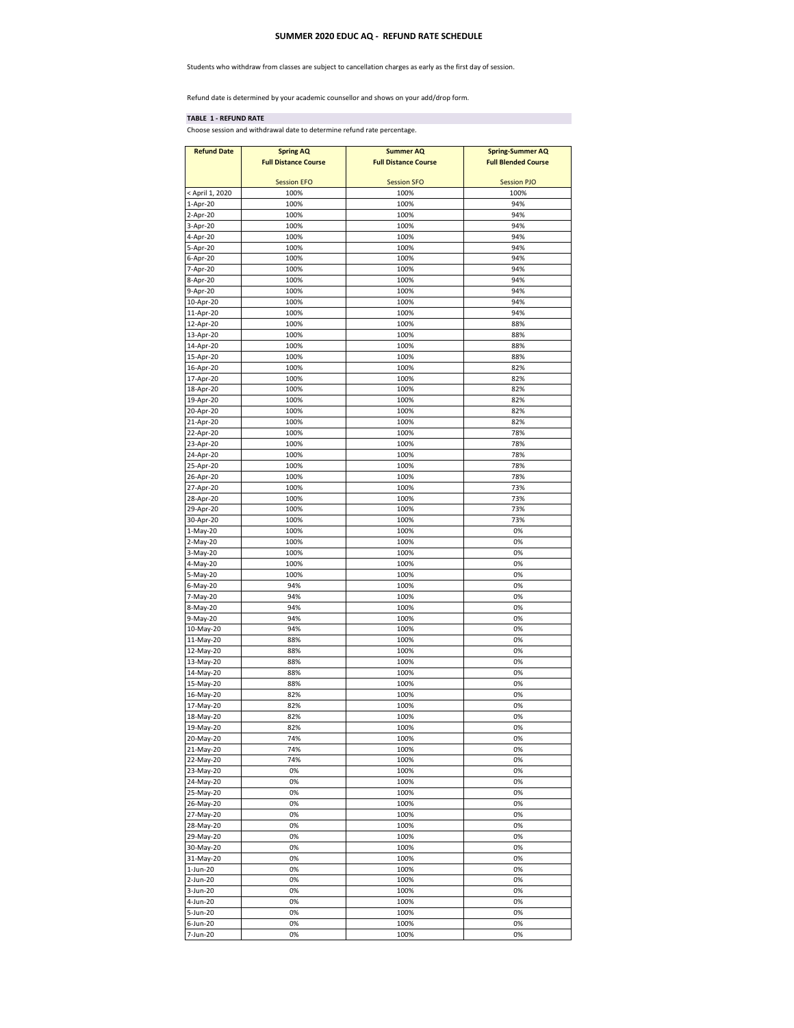# SUMMER 2020 EDUC AQ - REFUND RATE SCHEDULE

Students who withdraw from classes are subject to cancellation charges as early as the first day of session.

Refund date is determined by your academic counsellor and shows on your add/drop form.

**TABLE 1 - REFUND RATE**

Choose session and withdrawal date to determine refund rate percentage.

| Refund Date | Spring AQ Full Distance Course Session EFO | Summer AQ Full Distance Course Session SFO | Spring-Summer AQ Full Blended Course Session PJO |
|---|---|---|---|
| < April 1, 2020 | 100% | 100% | 100% |
| 1-Apr-20 | 100% | 100% | 94% |
| 2-Apr-20 | 100% | 100% | 94% |
| 3-Apr-20 | 100% | 100% | 94% |
| 4-Apr-20 | 100% | 100% | 94% |
| 5-Apr-20 | 100% | 100% | 94% |
| 6-Apr-20 | 100% | 100% | 94% |
| 7-Apr-20 | 100% | 100% | 94% |
| 8-Apr-20 | 100% | 100% | 94% |
| 9-Apr-20 | 100% | 100% | 94% |
| 10-Apr-20 | 100% | 100% | 94% |
| 11-Apr-20 | 100% | 100% | 94% |
| 12-Apr-20 | 100% | 100% | 88% |
| 13-Apr-20 | 100% | 100% | 88% |
| 14-Apr-20 | 100% | 100% | 88% |
| 15-Apr-20 | 100% | 100% | 88% |
| 16-Apr-20 | 100% | 100% | 82% |
| 17-Apr-20 | 100% | 100% | 82% |
| 18-Apr-20 | 100% | 100% | 82% |
| 19-Apr-20 | 100% | 100% | 82% |
| 20-Apr-20 | 100% | 100% | 82% |
| 21-Apr-20 | 100% | 100% | 82% |
| 22-Apr-20 | 100% | 100% | 78% |
| 23-Apr-20 | 100% | 100% | 78% |
| 24-Apr-20 | 100% | 100% | 78% |
| 25-Apr-20 | 100% | 100% | 78% |
| 26-Apr-20 | 100% | 100% | 78% |
| 27-Apr-20 | 100% | 100% | 73% |
| 28-Apr-20 | 100% | 100% | 73% |
| 29-Apr-20 | 100% | 100% | 73% |
| 30-Apr-20 | 100% | 100% | 73% |
| 1-May-20 | 100% | 100% | 0% |
| 2-May-20 | 100% | 100% | 0% |
| 3-May-20 | 100% | 100% | 0% |
| 4-May-20 | 100% | 100% | 0% |
| 5-May-20 | 100% | 100% | 0% |
| 6-May-20 | 94% | 100% | 0% |
| 7-May-20 | 94% | 100% | 0% |
| 8-May-20 | 94% | 100% | 0% |
| 9-May-20 | 94% | 100% | 0% |
| 10-May-20 | 94% | 100% | 0% |
| 11-May-20 | 88% | 100% | 0% |
| 12-May-20 | 88% | 100% | 0% |
| 13-May-20 | 88% | 100% | 0% |
| 14-May-20 | 88% | 100% | 0% |
| 15-May-20 | 88% | 100% | 0% |
| 16-May-20 | 82% | 100% | 0% |
| 17-May-20 | 82% | 100% | 0% |
| 18-May-20 | 82% | 100% | 0% |
| 19-May-20 | 82% | 100% | 0% |
| 20-May-20 | 74% | 100% | 0% |
| 21-May-20 | 74% | 100% | 0% |
| 22-May-20 | 74% | 100% | 0% |
| 23-May-20 | 0% | 100% | 0% |
| 24-May-20 | 0% | 100% | 0% |
| 25-May-20 | 0% | 100% | 0% |
| 26-May-20 | 0% | 100% | 0% |
| 27-May-20 | 0% | 100% | 0% |
| 28-May-20 | 0% | 100% | 0% |
| 29-May-20 | 0% | 100% | 0% |
| 30-May-20 | 0% | 100% | 0% |
| 31-May-20 | 0% | 100% | 0% |
| 1-Jun-20 | 0% | 100% | 0% |
| 2-Jun-20 | 0% | 100% | 0% |
| 3-Jun-20 | 0% | 100% | 0% |
| 4-Jun-20 | 0% | 100% | 0% |
| 5-Jun-20 | 0% | 100% | 0% |
| 6-Jun-20 | 0% | 100% | 0% |
| 7-Jun-20 | 0% | 100% | 0% |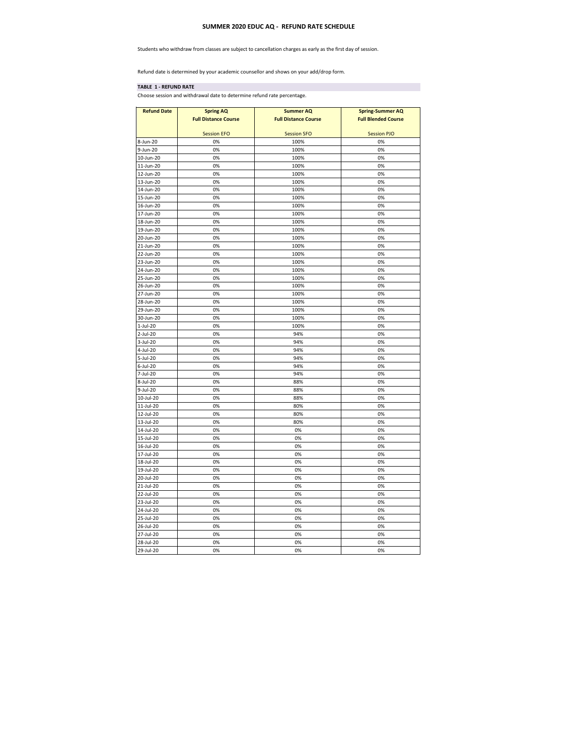## SUMMER 2020 EDUC AQ - REFUND RATE SCHEDULE

Students who withdraw from classes are subject to cancellation charges as early as the first day of session.

Refund date is determined by your academic counsellor and shows on your add/drop form.

**TABLE 1 - REFUND RATE**

Choose session and withdrawal date to determine refund rate percentage.

| Refund Date | Spring AQ Full Distance Course Session EFO | Summer AQ Full Distance Course Session SFO | Spring-Summer AQ Full Blended Course Session PJO |
|---|---|---|---|
| 8-Jun-20 | 0% | 100% | 0% |
| 9-Jun-20 | 0% | 100% | 0% |
| 10-Jun-20 | 0% | 100% | 0% |
| 11-Jun-20 | 0% | 100% | 0% |
| 12-Jun-20 | 0% | 100% | 0% |
| 13-Jun-20 | 0% | 100% | 0% |
| 14-Jun-20 | 0% | 100% | 0% |
| 15-Jun-20 | 0% | 100% | 0% |
| 16-Jun-20 | 0% | 100% | 0% |
| 17-Jun-20 | 0% | 100% | 0% |
| 18-Jun-20 | 0% | 100% | 0% |
| 19-Jun-20 | 0% | 100% | 0% |
| 20-Jun-20 | 0% | 100% | 0% |
| 21-Jun-20 | 0% | 100% | 0% |
| 22-Jun-20 | 0% | 100% | 0% |
| 23-Jun-20 | 0% | 100% | 0% |
| 24-Jun-20 | 0% | 100% | 0% |
| 25-Jun-20 | 0% | 100% | 0% |
| 26-Jun-20 | 0% | 100% | 0% |
| 27-Jun-20 | 0% | 100% | 0% |
| 28-Jun-20 | 0% | 100% | 0% |
| 29-Jun-20 | 0% | 100% | 0% |
| 30-Jun-20 | 0% | 100% | 0% |
| 1-Jul-20 | 0% | 100% | 0% |
| 2-Jul-20 | 0% | 94% | 0% |
| 3-Jul-20 | 0% | 94% | 0% |
| 4-Jul-20 | 0% | 94% | 0% |
| 5-Jul-20 | 0% | 94% | 0% |
| 6-Jul-20 | 0% | 94% | 0% |
| 7-Jul-20 | 0% | 94% | 0% |
| 8-Jul-20 | 0% | 88% | 0% |
| 9-Jul-20 | 0% | 88% | 0% |
| 10-Jul-20 | 0% | 88% | 0% |
| 11-Jul-20 | 0% | 80% | 0% |
| 12-Jul-20 | 0% | 80% | 0% |
| 13-Jul-20 | 0% | 80% | 0% |
| 14-Jul-20 | 0% | 0% | 0% |
| 15-Jul-20 | 0% | 0% | 0% |
| 16-Jul-20 | 0% | 0% | 0% |
| 17-Jul-20 | 0% | 0% | 0% |
| 18-Jul-20 | 0% | 0% | 0% |
| 19-Jul-20 | 0% | 0% | 0% |
| 20-Jul-20 | 0% | 0% | 0% |
| 21-Jul-20 | 0% | 0% | 0% |
| 22-Jul-20 | 0% | 0% | 0% |
| 23-Jul-20 | 0% | 0% | 0% |
| 24-Jul-20 | 0% | 0% | 0% |
| 25-Jul-20 | 0% | 0% | 0% |
| 26-Jul-20 | 0% | 0% | 0% |
| 27-Jul-20 | 0% | 0% | 0% |
| 28-Jul-20 | 0% | 0% | 0% |
| 29-Jul-20 | 0% | 0% | 0% |